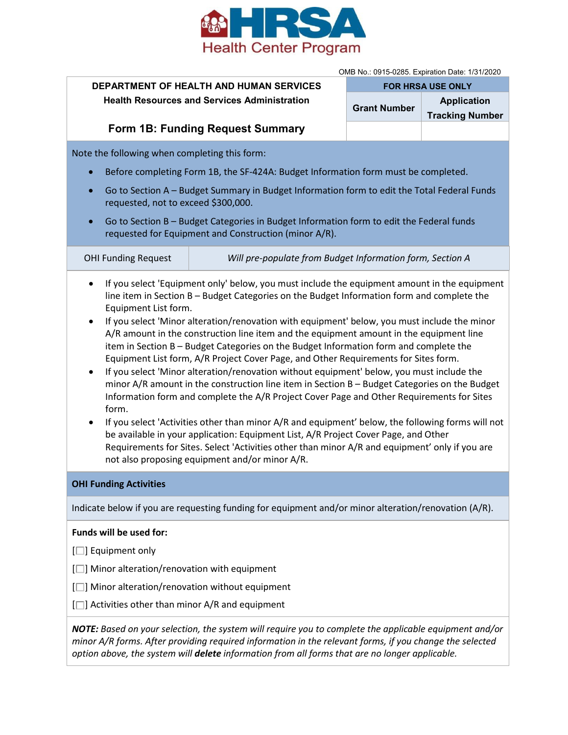HRSA Health Center Program

OMB No.: 0915-0285. Expiration Date: 1/31/2020

| DEPARTMENT OF HEALTH AND HUMAN SERVICES<br>Health Resources and Services Administration | FOR HRSA USE ONLY | |
|---|---|---|
| | Grant Number | Application Tracking Number |
| **Form 1B: Funding Request Summary** | | |

Note the following when completing this form:

- Before completing Form 1B, the SF-424A: Budget Information form must be completed.
- Go to Section A – Budget Summary in Budget Information form to edit the Total Federal Funds requested, not to exceed $300,000.
- Go to Section B – Budget Categories in Budget Information form to edit the Federal funds requested for Equipment and Construction (minor A/R).

| OHI Funding Request | *Will pre-populate from Budget Information form, Section A* |
|---|---|

- If you select 'Equipment only' below, you must include the equipment amount in the equipment line item in Section B – Budget Categories on the Budget Information form and complete the Equipment List form.
- If you select 'Minor alteration/renovation with equipment' below, you must include the minor A/R amount in the construction line item and the equipment amount in the equipment line item in Section B – Budget Categories on the Budget Information form and complete the Equipment List form, A/R Project Cover Page, and Other Requirements for Sites form.
- If you select 'Minor alteration/renovation without equipment' below, you must include the minor A/R amount in the construction line item in Section B – Budget Categories on the Budget Information form and complete the A/R Project Cover Page and Other Requirements for Sites form.
- If you select 'Activities other than minor A/R and equipment' below, the following forms will not be available in your application: Equipment List, A/R Project Cover Page, and Other Requirements for Sites. Select 'Activities other than minor A/R and equipment' only if you are not also proposing equipment and/or minor A/R.

**OHI Funding Activities**

Indicate below if you are requesting funding for equipment and/or minor alteration/renovation (A/R).

**Funds will be used for:**

[☐] Equipment only

[☐] Minor alteration/renovation with equipment

[☐] Minor alteration/renovation without equipment

[☐] Activities other than minor A/R and equipment

***NOTE:*** *Based on your selection, the system will require you to complete the applicable equipment and/or minor A/R forms. After providing required information in the relevant forms, if you change the selected option above, the system will* ***delete*** *information from all forms that are no longer applicable.*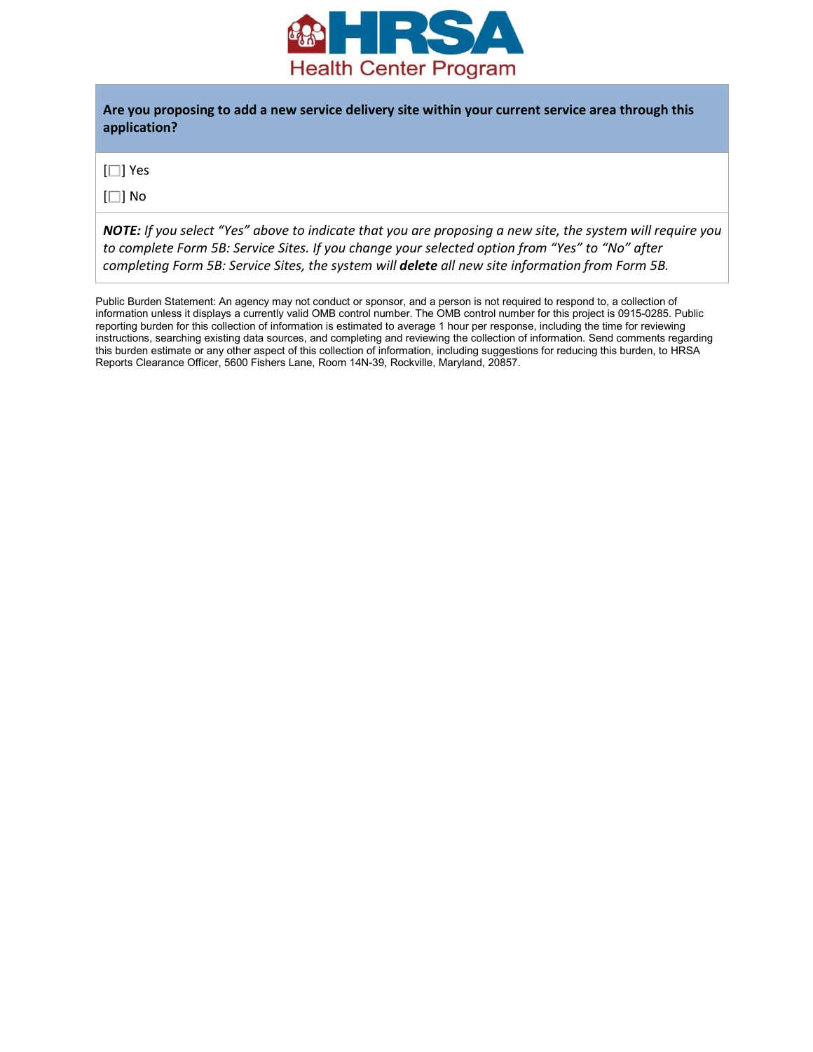HRSA Health Center Program

**Are you proposing to add a new service delivery site within your current service area through this application?**

[☐] Yes

[☐] No

***NOTE:*** *If you select "Yes" above to indicate that you are proposing a new site, the system will require you to complete Form 5B: Service Sites. If you change your selected option from "Yes" to "No" after completing Form 5B: Service Sites, the system will* ***delete*** *all new site information from Form 5B.*

Public Burden Statement: An agency may not conduct or sponsor, and a person is not required to respond to, a collection of information unless it displays a currently valid OMB control number. The OMB control number for this project is 0915-0285. Public reporting burden for this collection of information is estimated to average 1 hour per response, including the time for reviewing instructions, searching existing data sources, and completing and reviewing the collection of information. Send comments regarding this burden estimate or any other aspect of this collection of information, including suggestions for reducing this burden, to HRSA Reports Clearance Officer, 5600 Fishers Lane, Room 14N-39, Rockville, Maryland, 20857.